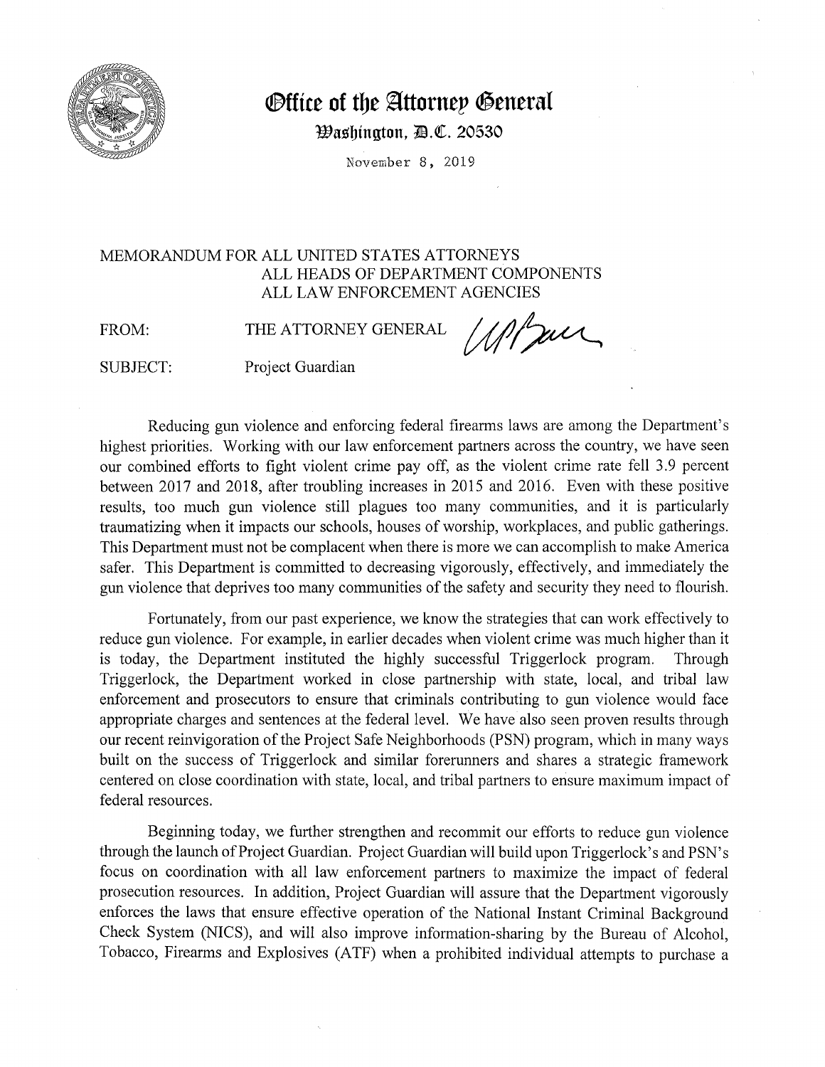# Office of the Attorney General

**Washington, D.C. 20530**

November 8, 2019

MEMORANDUM FOR ALL UNITED STATES ATTORNEYS
ALL HEADS OF DEPARTMENT COMPONENTS
ALL LAW ENFORCEMENT AGENCIES

FROM: THE ATTORNEY GENERAL

SUBJECT: Project Guardian

Reducing gun violence and enforcing federal firearms laws are among the Department's highest priorities. Working with our law enforcement partners across the country, we have seen our combined efforts to fight violent crime pay off, as the violent crime rate fell 3.9 percent between 2017 and 2018, after troubling increases in 2015 and 2016. Even with these positive results, too much gun violence still plagues too many communities, and it is particularly traumatizing when it impacts our schools, houses of worship, workplaces, and public gatherings. This Department must not be complacent when there is more we can accomplish to make America safer. This Department is committed to decreasing vigorously, effectively, and immediately the gun violence that deprives too many communities of the safety and security they need to flourish.

Fortunately, from our past experience, we know the strategies that can work effectively to reduce gun violence. For example, in earlier decades when violent crime was much higher than it is today, the Department instituted the highly successful Triggerlock program. Through Triggerlock, the Department worked in close partnership with state, local, and tribal law enforcement and prosecutors to ensure that criminals contributing to gun violence would face appropriate charges and sentences at the federal level. We have also seen proven results through our recent reinvigoration of the Project Safe Neighborhoods (PSN) program, which in many ways built on the success of Triggerlock and similar forerunners and shares a strategic framework centered on close coordination with state, local, and tribal partners to ensure maximum impact of federal resources.

Beginning today, we further strengthen and recommit our efforts to reduce gun violence through the launch of Project Guardian. Project Guardian will build upon Triggerlock's and PSN's focus on coordination with all law enforcement partners to maximize the impact of federal prosecution resources. In addition, Project Guardian will assure that the Department vigorously enforces the laws that ensure effective operation of the National Instant Criminal Background Check System (NICS), and will also improve information-sharing by the Bureau of Alcohol, Tobacco, Firearms and Explosives (ATF) when a prohibited individual attempts to purchase a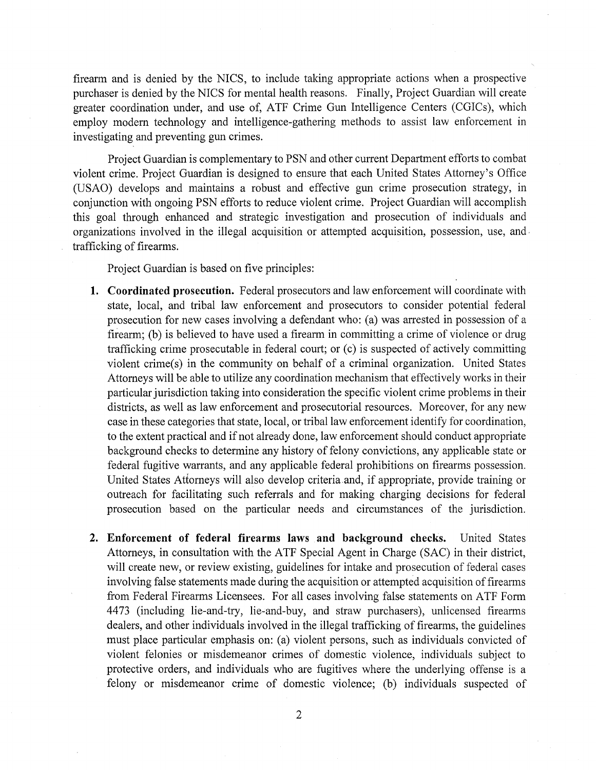firearm and is denied by the NICS, to include taking appropriate actions when a prospective purchaser is denied by the NICS for mental health reasons. Finally, Project Guardian will create greater coordination under, and use of, ATF Crime Gun Intelligence Centers (CGICs), which employ modern technology and intelligence-gathering methods to assist law enforcement in investigating and preventing gun crimes.

Project Guardian is complementary to PSN and other current Department efforts to combat violent crime. Project Guardian is designed to ensure that each United States Attorney's Office (USAO) develops and maintains a robust and effective gun crime prosecution strategy, in conjunction with ongoing PSN efforts to reduce violent crime. Project Guardian will accomplish this goal through enhanced and strategic investigation and prosecution of individuals and organizations involved in the illegal acquisition or attempted acquisition, possession, use, and trafficking of firearms.

Project Guardian is based on five principles:

1. **Coordinated prosecution.** Federal prosecutors and law enforcement will coordinate with state, local, and tribal law enforcement and prosecutors to consider potential federal prosecution for new cases involving a defendant who: (a) was arrested in possession of a firearm; (b) is believed to have used a firearm in committing a crime of violence or drug trafficking crime prosecutable in federal court; or (c) is suspected of actively committing violent crime(s) in the community on behalf of a criminal organization. United States Attorneys will be able to utilize any coordination mechanism that effectively works in their particular jurisdiction taking into consideration the specific violent crime problems in their districts, as well as law enforcement and prosecutorial resources. Moreover, for any new case in these categories that state, local, or tribal law enforcement identify for coordination, to the extent practical and if not already done, law enforcement should conduct appropriate background checks to determine any history of felony convictions, any applicable state or federal fugitive warrants, and any applicable federal prohibitions on firearms possession. United States Attorneys will also develop criteria and, if appropriate, provide training or outreach for facilitating such referrals and for making charging decisions for federal prosecution based on the particular needs and circumstances of the jurisdiction.

2. **Enforcement of federal firearms laws and background checks.** United States Attorneys, in consultation with the ATF Special Agent in Charge (SAC) in their district, will create new, or review existing, guidelines for intake and prosecution of federal cases involving false statements made during the acquisition or attempted acquisition of firearms from Federal Firearms Licensees. For all cases involving false statements on ATF Form 4473 (including lie-and-try, lie-and-buy, and straw purchasers), unlicensed firearms dealers, and other individuals involved in the illegal trafficking of firearms, the guidelines must place particular emphasis on: (a) violent persons, such as individuals convicted of violent felonies or misdemeanor crimes of domestic violence, individuals subject to protective orders, and individuals who are fugitives where the underlying offense is a felony or misdemeanor crime of domestic violence; (b) individuals suspected of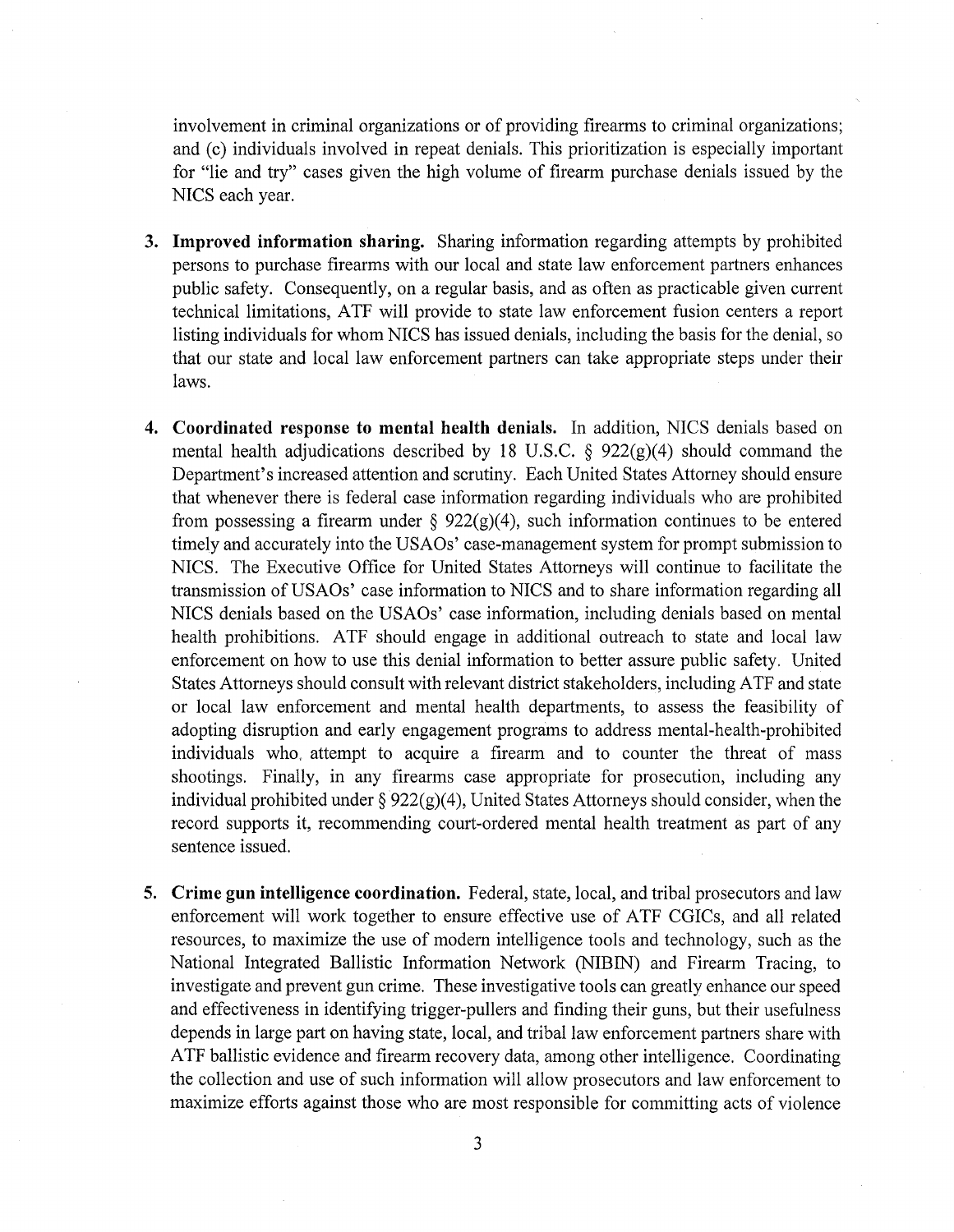involvement in criminal organizations or of providing firearms to criminal organizations; and (c) individuals involved in repeat denials. This prioritization is especially important for "lie and try" cases given the high volume of firearm purchase denials issued by the NICS each year.

3. **Improved information sharing.** Sharing information regarding attempts by prohibited persons to purchase firearms with our local and state law enforcement partners enhances public safety. Consequently, on a regular basis, and as often as practicable given current technical limitations, ATF will provide to state law enforcement fusion centers a report listing individuals for whom NICS has issued denials, including the basis for the denial, so that our state and local law enforcement partners can take appropriate steps under their laws.

4. **Coordinated response to mental health denials.** In addition, NICS denials based on mental health adjudications described by 18 U.S.C. § 922(g)(4) should command the Department's increased attention and scrutiny. Each United States Attorney should ensure that whenever there is federal case information regarding individuals who are prohibited from possessing a firearm under § 922(g)(4), such information continues to be entered timely and accurately into the USAOs' case-management system for prompt submission to NICS. The Executive Office for United States Attorneys will continue to facilitate the transmission of USAOs' case information to NICS and to share information regarding all NICS denials based on the USAOs' case information, including denials based on mental health prohibitions. ATF should engage in additional outreach to state and local law enforcement on how to use this denial information to better assure public safety. United States Attorneys should consult with relevant district stakeholders, including ATF and state or local law enforcement and mental health departments, to assess the feasibility of adopting disruption and early engagement programs to address mental-health-prohibited individuals who, attempt to acquire a firearm and to counter the threat of mass shootings. Finally, in any firearms case appropriate for prosecution, including any individual prohibited under § 922(g)(4), United States Attorneys should consider, when the record supports it, recommending court-ordered mental health treatment as part of any sentence issued.

5. **Crime gun intelligence coordination.** Federal, state, local, and tribal prosecutors and law enforcement will work together to ensure effective use of ATF CGICs, and all related resources, to maximize the use of modern intelligence tools and technology, such as the National Integrated Ballistic Information Network (NIBIN) and Firearm Tracing, to investigate and prevent gun crime. These investigative tools can greatly enhance our speed and effectiveness in identifying trigger-pullers and finding their guns, but their usefulness depends in large part on having state, local, and tribal law enforcement partners share with ATF ballistic evidence and firearm recovery data, among other intelligence. Coordinating the collection and use of such information will allow prosecutors and law enforcement to maximize efforts against those who are most responsible for committing acts of violence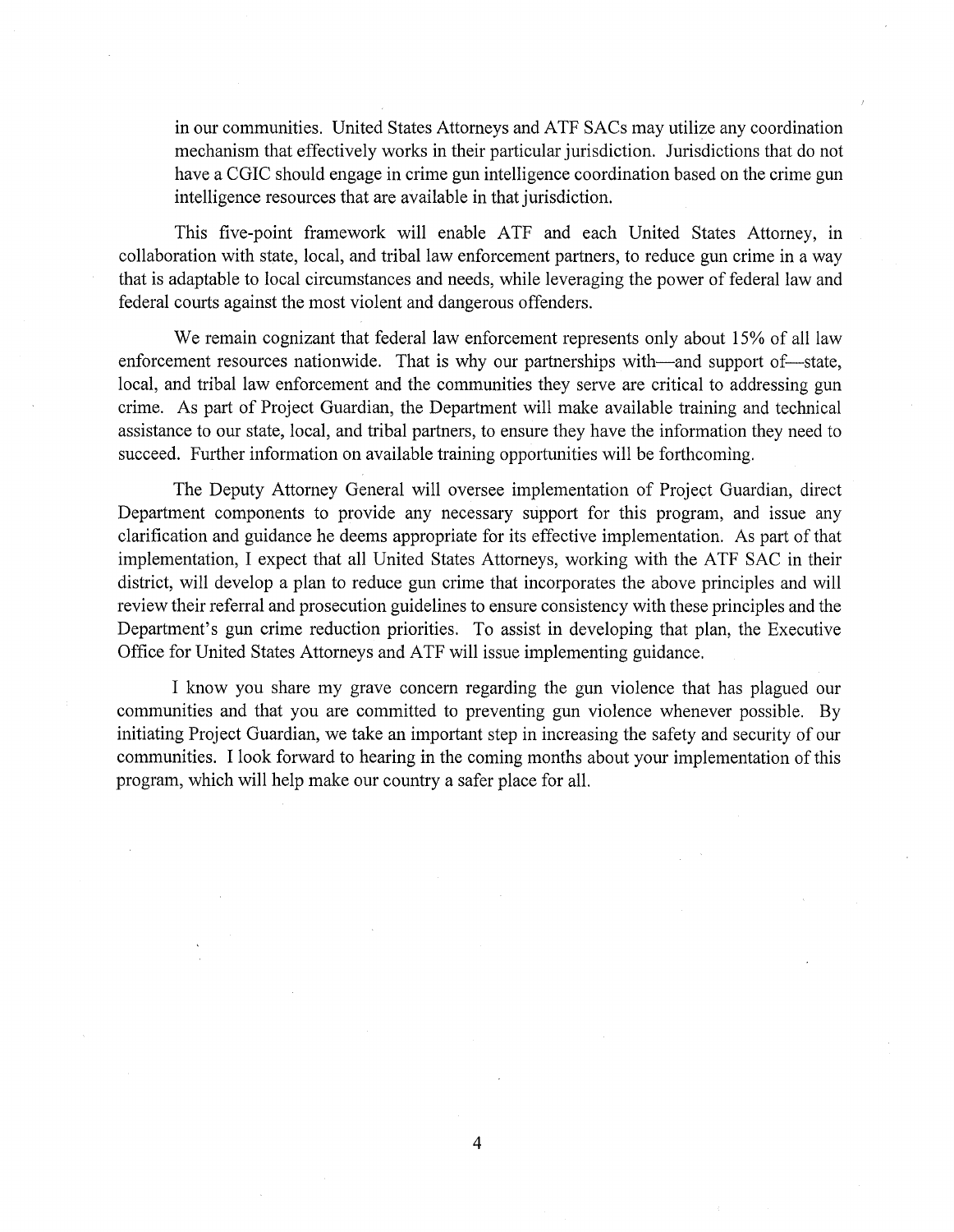in our communities. United States Attorneys and ATF SACs may utilize any coordination mechanism that effectively works in their particular jurisdiction. Jurisdictions that do not have a CGIC should engage in crime gun intelligence coordination based on the crime gun intelligence resources that are available in that jurisdiction.

This five-point framework will enable ATF and each United States Attorney, in collaboration with state, local, and tribal law enforcement partners, to reduce gun crime in a way that is adaptable to local circumstances and needs, while leveraging the power of federal law and federal courts against the most violent and dangerous offenders.

We remain cognizant that federal law enforcement represents only about 15% of all law enforcement resources nationwide. That is why our partnerships with—and support of—state, local, and tribal law enforcement and the communities they serve are critical to addressing gun crime. As part of Project Guardian, the Department will make available training and technical assistance to our state, local, and tribal partners, to ensure they have the information they need to succeed. Further information on available training opportunities will be forthcoming.

The Deputy Attorney General will oversee implementation of Project Guardian, direct Department components to provide any necessary support for this program, and issue any clarification and guidance he deems appropriate for its effective implementation. As part of that implementation, I expect that all United States Attorneys, working with the ATF SAC in their district, will develop a plan to reduce gun crime that incorporates the above principles and will review their referral and prosecution guidelines to ensure consistency with these principles and the Department's gun crime reduction priorities. To assist in developing that plan, the Executive Office for United States Attorneys and ATF will issue implementing guidance.

I know you share my grave concern regarding the gun violence that has plagued our communities and that you are committed to preventing gun violence whenever possible. By initiating Project Guardian, we take an important step in increasing the safety and security of our communities. I look forward to hearing in the coming months about your implementation of this program, which will help make our country a safer place for all.